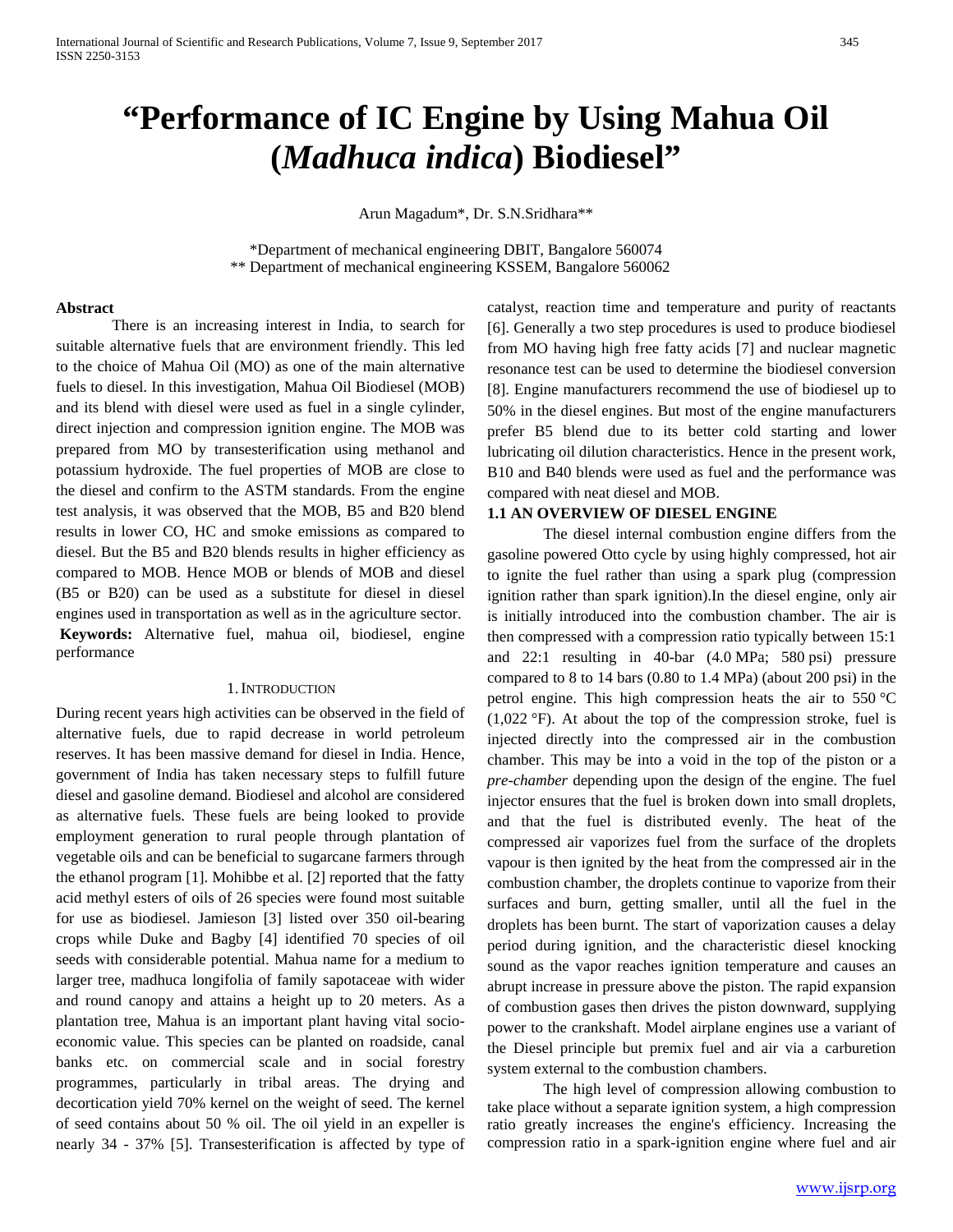# "Performance of IC Engine by Using Mahua Oil (*Madhuca indica*) Biodiesel"

Arun Magadum*, Dr. S.N.Sridhara**

*Department of mechanical engineering DBIT, Bangalore 560074
** Department of mechanical engineering KSSEM, Bangalore 560062

## Abstract

There is an increasing interest in India, to search for suitable alternative fuels that are environment friendly. This led to the choice of Mahua Oil (MO) as one of the main alternative fuels to diesel. In this investigation, Mahua Oil Biodiesel (MOB) and its blend with diesel were used as fuel in a single cylinder, direct injection and compression ignition engine. The MOB was prepared from MO by transesterification using methanol and potassium hydroxide. The fuel properties of MOB are close to the diesel and confirm to the ASTM standards. From the engine test analysis, it was observed that the MOB, B5 and B20 blend results in lower CO, HC and smoke emissions as compared to diesel. But the B5 and B20 blends results in higher efficiency as compared to MOB. Hence MOB or blends of MOB and diesel (B5 or B20) can be used as a substitute for diesel in diesel engines used in transportation as well as in the agriculture sector.

**Keywords:** Alternative fuel, mahua oil, biodiesel, engine performance

## 1. Introduction

During recent years high activities can be observed in the field of alternative fuels, due to rapid decrease in world petroleum reserves. It has been massive demand for diesel in India. Hence, government of India has taken necessary steps to fulfill future diesel and gasoline demand. Biodiesel and alcohol are considered as alternative fuels. These fuels are being looked to provide employment generation to rural people through plantation of vegetable oils and can be beneficial to sugarcane farmers through the ethanol program [1]. Mohibbe et al. [2] reported that the fatty acid methyl esters of oils of 26 species were found most suitable for use as biodiesel. Jamieson [3] listed over 350 oil-bearing crops while Duke and Bagby [4] identified 70 species of oil seeds with considerable potential. Mahua name for a medium to larger tree, madhuca longifolia of family sapotaceae with wider and round canopy and attains a height up to 20 meters. As a plantation tree, Mahua is an important plant having vital socio-economic value. This species can be planted on roadside, canal banks etc. on commercial scale and in social forestry programmes, particularly in tribal areas. The drying and decortication yield 70% kernel on the weight of seed. The kernel of seed contains about 50 % oil. The oil yield in an expeller is nearly 34 - 37% [5]. Transesterification is affected by type of catalyst, reaction time and temperature and purity of reactants [6]. Generally a two step procedures is used to produce biodiesel from MO having high free fatty acids [7] and nuclear magnetic resonance test can be used to determine the biodiesel conversion [8]. Engine manufacturers recommend the use of biodiesel up to 50% in the diesel engines. But most of the engine manufacturers prefer B5 blend due to its better cold starting and lower lubricating oil dilution characteristics. Hence in the present work, B10 and B40 blends were used as fuel and the performance was compared with neat diesel and MOB.

### 1.1 AN OVERVIEW OF DIESEL ENGINE

The diesel internal combustion engine differs from the gasoline powered Otto cycle by using highly compressed, hot air to ignite the fuel rather than using a spark plug (compression ignition rather than spark ignition).In the diesel engine, only air is initially introduced into the combustion chamber. The air is then compressed with a compression ratio typically between 15:1 and 22:1 resulting in 40-bar (4.0 MPa; 580 psi) pressure compared to 8 to 14 bars (0.80 to 1.4 MPa) (about 200 psi) in the petrol engine. This high compression heats the air to 550 °C (1,022 °F). At about the top of the compression stroke, fuel is injected directly into the compressed air in the combustion chamber. This may be into a void in the top of the piston or a *pre-chamber* depending upon the design of the engine. The fuel injector ensures that the fuel is broken down into small droplets, and that the fuel is distributed evenly. The heat of the compressed air vaporizes fuel from the surface of the droplets vapour is then ignited by the heat from the compressed air in the combustion chamber, the droplets continue to vaporize from their surfaces and burn, getting smaller, until all the fuel in the droplets has been burnt. The start of vaporization causes a delay period during ignition, and the characteristic diesel knocking sound as the vapor reaches ignition temperature and causes an abrupt increase in pressure above the piston. The rapid expansion of combustion gases then drives the piston downward, supplying power to the crankshaft. Model airplane engines use a variant of the Diesel principle but premix fuel and air via a carburetion system external to the combustion chambers.

The high level of compression allowing combustion to take place without a separate ignition system, a high compression ratio greatly increases the engine's efficiency. Increasing the compression ratio in a spark-ignition engine where fuel and air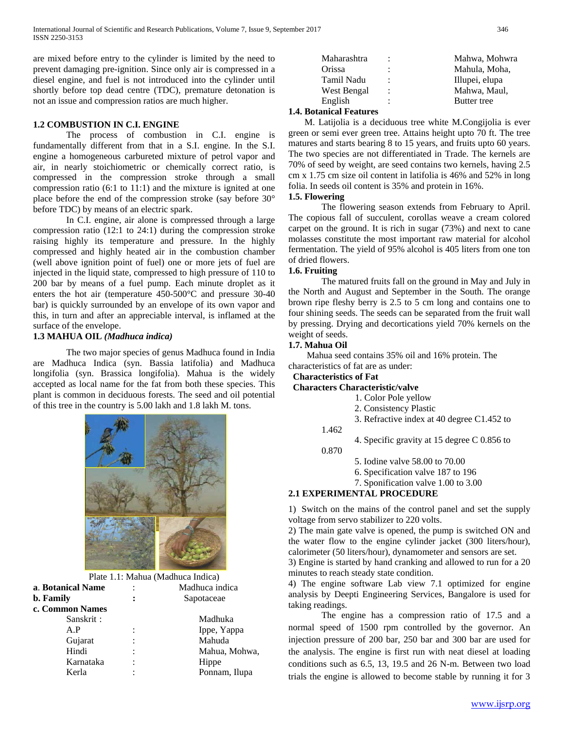are mixed before entry to the cylinder is limited by the need to prevent damaging pre-ignition. Since only air is compressed in a diesel engine, and fuel is not introduced into the cylinder until shortly before top dead centre (TDC), premature detonation is not an issue and compression ratios are much higher.

### 1.2 COMBUSTION IN C.I. ENGINE

The process of combustion in C.I. engine is fundamentally different from that in a S.I. engine. In the S.I. engine a homogeneous carbureted mixture of petrol vapor and air, in nearly stoichiometric or chemically correct ratio, is compressed in the compression stroke through a small compression ratio (6:1 to 11:1) and the mixture is ignited at one place before the end of the compression stroke (say before 30° before TDC) by means of an electric spark.

In C.I. engine, air alone is compressed through a large compression ratio (12:1 to 24:1) during the compression stroke raising highly its temperature and pressure. In the highly compressed and highly heated air in the combustion chamber (well above ignition point of fuel) one or more jets of fuel are injected in the liquid state, compressed to high pressure of 110 to 200 bar by means of a fuel pump. Each minute droplet as it enters the hot air (temperature 450-500°C and pressure 30-40 bar) is quickly surrounded by an envelope of its own vapor and this, in turn and after an appreciable interval, is inflamed at the surface of the envelope.

### 1.3 MAHUA OIL *(Madhuca indica)*

The two major species of genus Madhuca found in India are Madhuca Indica (syn. Bassia latifolia) and Madhuca longifolia (syn. Brassica longifolia). Mahua is the widely accepted as local name for the fat from both these species. This plant is common in deciduous forests. The seed and oil potential of this tree in the country is 5.00 lakh and 1.8 lakh M. tons.

Plate 1.1: Mahua (Madhuca Indica)

**a. Botanical Name** : Madhuca indica

**b. Family** : Sapotaceae

**c. Common Names**

| | | |
|---|---|---|
| Sanskrit : | | Madhuka |
| A.P | : | Ippe, Yappa |
| Gujarat | : | Mahuda |
| Hindi | : | Mahua, Mohwa, |
| Karnataka | : | Hippe |
| Kerla | : | Ponnam, Ilupa |
| Maharashtra | : | Mahwa, Mohwra |
| Orissa | : | Mahula, Moha, |
| Tamil Nadu | : | Illupei, elupa |
| West Bengal | : | Mahwa, Maul, |
| English | : | Butter tree |

### 1.4. Botanical Features

M. Latijolia is a deciduous tree white M.Congijolia is ever green or semi ever green tree. Attains height upto 70 ft. The tree matures and starts bearing 8 to 15 years, and fruits upto 60 years. The two species are not differentiated in Trade. The kernels are 70% of seed by weight, are seed contains two kernels, having 2.5 cm x 1.75 cm size oil content in latifolia is 46% and 52% in long folia. In seeds oil content is 35% and protein in 16%.

### 1.5. Flowering

The flowering season extends from February to April. The copious fall of succulent, corollas weave a cream colored carpet on the ground. It is rich in sugar (73%) and next to cane molasses constitute the most important raw material for alcohol fermentation. The yield of 95% alcohol is 405 liters from one ton of dried flowers.

### 1.6. Fruiting

The matured fruits fall on the ground in May and July in the North and August and September in the South. The orange brown ripe fleshy berry is 2.5 to 5 cm long and contains one to four shining seeds. The seeds can be separated from the fruit wall by pressing. Drying and decortications yield 70% kernels on the weight of seeds.

### 1.7. Mahua Oil

Mahua seed contains 35% oil and 16% protein. The characteristics of fat are as under:

**Characteristics of Fat**

**Characters Characteristic/valve**

1. Color Pole yellow
2. Consistency Plastic
3. Refractive index at 40 degree C1.452 to 1.462
4. Specific gravity at 15 degree C 0.856 to 0.870
5. Iodine valve 58.00 to 70.00
6. Specification valve 187 to 196
7. Sponification valve 1.00 to 3.00

### 2.1 EXPERIMENTAL PROCEDURE

1) Switch on the mains of the control panel and set the supply voltage from servo stabilizer to 220 volts.

2) The main gate valve is opened, the pump is switched ON and the water flow to the engine cylinder jacket (300 liters/hour), calorimeter (50 liters/hour), dynamometer and sensors are set.

3) Engine is started by hand cranking and allowed to run for a 20 minutes to reach steady state condition.

4) The engine software Lab view 7.1 optimized for engine analysis by Deepti Engineering Services, Bangalore is used for taking readings.

The engine has a compression ratio of 17.5 and a normal speed of 1500 rpm controlled by the governor. An injection pressure of 200 bar, 250 bar and 300 bar are used for the analysis. The engine is first run with neat diesel at loading conditions such as 6.5, 13, 19.5 and 26 N-m. Between two load trials the engine is allowed to become stable by running it for 3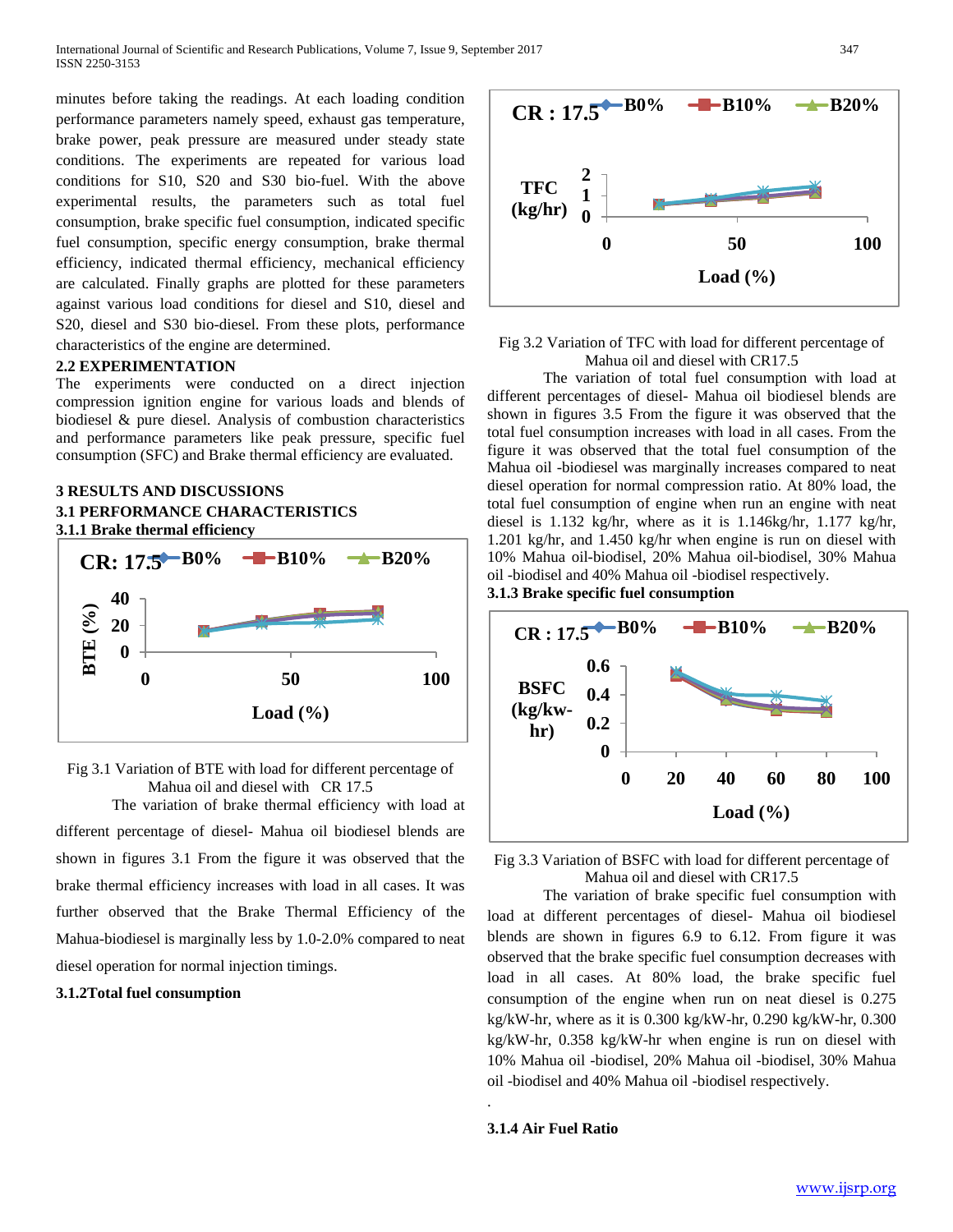minutes before taking the readings. At each loading condition performance parameters namely speed, exhaust gas temperature, brake power, peak pressure are measured under steady state conditions. The experiments are repeated for various load conditions for S10, S20 and S30 bio-fuel. With the above experimental results, the parameters such as total fuel consumption, brake specific fuel consumption, indicated specific fuel consumption, specific energy consumption, brake thermal efficiency, indicated thermal efficiency, mechanical efficiency are calculated. Finally graphs are plotted for these parameters against various load conditions for diesel and S10, diesel and S20, diesel and S30 bio-diesel. From these plots, performance characteristics of the engine are determined.

### 2.2 EXPERIMENTATION

The experiments were conducted on a direct injection compression ignition engine for various loads and blends of biodiesel & pure diesel. Analysis of combustion characteristics and performance parameters like peak pressure, specific fuel consumption (SFC) and Brake thermal efficiency are evaluated.

## 3 RESULTS AND DISCUSSIONS

### 3.1 PERFORMANCE CHARACTERISTICS

#### 3.1.1 Brake thermal efficiency

Fig 3.1 Variation of BTE with load for different percentage of Mahua oil and diesel with CR 17.5

The variation of brake thermal efficiency with load at different percentage of diesel- Mahua oil biodiesel blends are shown in figures 3.1 From the figure it was observed that the brake thermal efficiency increases with load in all cases. It was further observed that the Brake Thermal Efficiency of the Mahua-biodiesel is marginally less by 1.0-2.0% compared to neat diesel operation for normal injection timings.

#### 3.1.2Total fuel consumption

Fig 3.2 Variation of TFC with load for different percentage of Mahua oil and diesel with CR17.5

The variation of total fuel consumption with load at different percentages of diesel- Mahua oil biodiesel blends are shown in figures 3.5 From the figure it was observed that the total fuel consumption increases with load in all cases. From the figure it was observed that the total fuel consumption of the Mahua oil -biodiesel was marginally increases compared to neat diesel operation for normal compression ratio. At 80% load, the total fuel consumption of engine when run an engine with neat diesel is 1.132 kg/hr, where as it is 1.146kg/hr, 1.177 kg/hr, 1.201 kg/hr, and 1.450 kg/hr when engine is run on diesel with 10% Mahua oil-biodisel, 20% Mahua oil-biodisel, 30% Mahua oil -biodisel and 40% Mahua oil -biodisel respectively.

#### 3.1.3 Brake specific fuel consumption

Fig 3.3 Variation of BSFC with load for different percentage of Mahua oil and diesel with CR17.5

The variation of brake specific fuel consumption with load at different percentages of diesel- Mahua oil biodiesel blends are shown in figures 6.9 to 6.12. From figure it was observed that the brake specific fuel consumption decreases with load in all cases. At 80% load, the brake specific fuel consumption of the engine when run on neat diesel is 0.275 kg/kW-hr, where as it is 0.300 kg/kW-hr, 0.290 kg/kW-hr, 0.300 kg/kW-hr, 0.358 kg/kW-hr when engine is run on diesel with 10% Mahua oil -biodisel, 20% Mahua oil -biodisel, 30% Mahua oil -biodisel and 40% Mahua oil -biodisel respectively.

#### 3.1.4 Air Fuel Ratio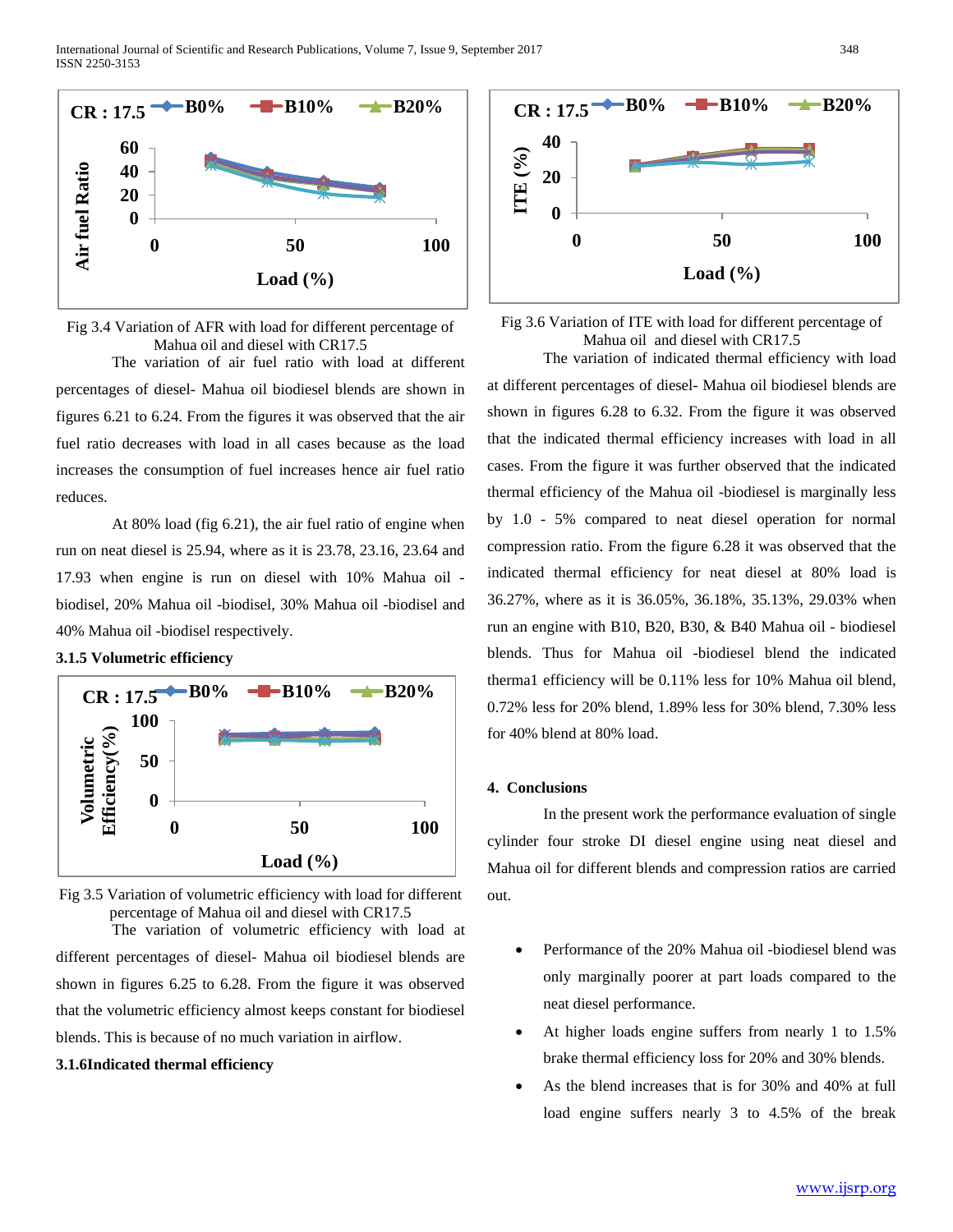Fig 3.4 Variation of AFR with load for different percentage of Mahua oil and diesel with CR17.5

The variation of air fuel ratio with load at different percentages of diesel- Mahua oil biodiesel blends are shown in figures 6.21 to 6.24. From the figures it was observed that the air fuel ratio decreases with load in all cases because as the load increases the consumption of fuel increases hence air fuel ratio reduces.

At 80% load (fig 6.21), the air fuel ratio of engine when run on neat diesel is 25.94, where as it is 23.78, 23.16, 23.64 and 17.93 when engine is run on diesel with 10% Mahua oil -biodisel, 20% Mahua oil -biodisel, 30% Mahua oil -biodisel and 40% Mahua oil -biodisel respectively.

### 3.1.5 Volumetric efficiency

Fig 3.5 Variation of volumetric efficiency with load for different percentage of Mahua oil and diesel with CR17.5

The variation of volumetric efficiency with load at different percentages of diesel- Mahua oil biodiesel blends are shown in figures 6.25 to 6.28. From the figure it was observed that the volumetric efficiency almost keeps constant for biodiesel blends. This is because of no much variation in airflow.

### 3.1.6Indicated thermal efficiency

Fig 3.6 Variation of ITE with load for different percentage of Mahua oil and diesel with CR17.5

The variation of indicated thermal efficiency with load at different percentages of diesel- Mahua oil biodiesel blends are shown in figures 6.28 to 6.32. From the figure it was observed that the indicated thermal efficiency increases with load in all cases. From the figure it was further observed that the indicated thermal efficiency of the Mahua oil -biodiesel is marginally less by 1.0 - 5% compared to neat diesel operation for normal compression ratio. From the figure 6.28 it was observed that the indicated thermal efficiency for neat diesel at 80% load is 36.27%, where as it is 36.05%, 36.18%, 35.13%, 29.03% when run an engine with B10, B20, B30, & B40 Mahua oil - biodiesel blends. Thus for Mahua oil -biodiesel blend the indicated thermal efficiency will be 0.11% less for 10% Mahua oil blend, 0.72% less for 20% blend, 1.89% less for 30% blend, 7.30% less for 40% blend at 80% load.

## 4. Conclusions

In the present work the performance evaluation of single cylinder four stroke DI diesel engine using neat diesel and Mahua oil for different blends and compression ratios are carried out.

- Performance of the 20% Mahua oil -biodiesel blend was only marginally poorer at part loads compared to the neat diesel performance.
- At higher loads engine suffers from nearly 1 to 1.5% brake thermal efficiency loss for 20% and 30% blends.
- As the blend increases that is for 30% and 40% at full load engine suffers nearly 3 to 4.5% of the break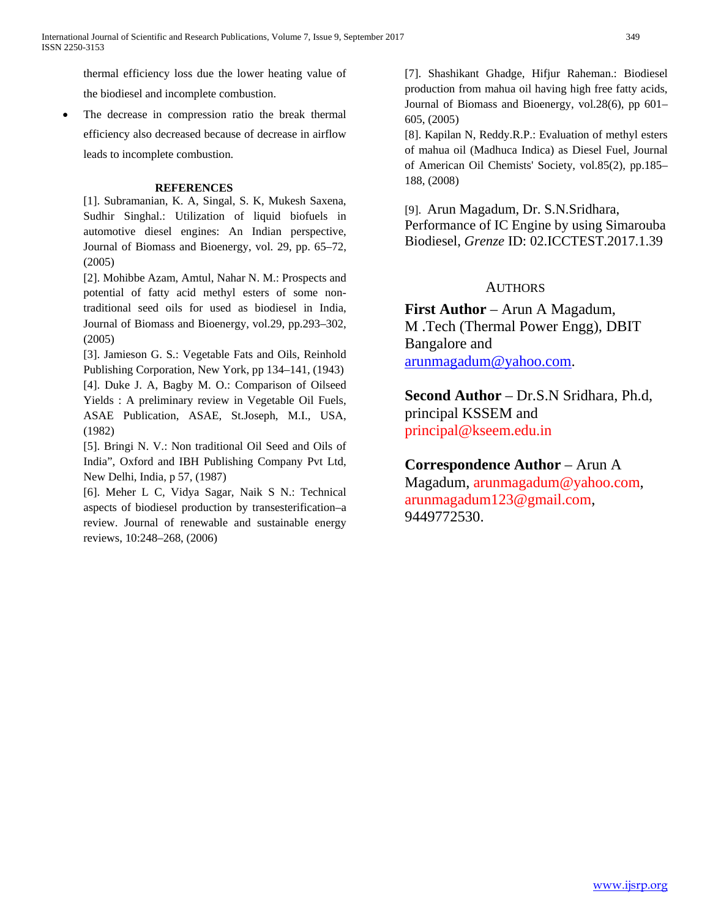thermal efficiency loss due the lower heating value of the biodiesel and incomplete combustion.

- The decrease in compression ratio the break thermal efficiency also decreased because of decrease in airflow leads to incomplete combustion.

## REFERENCES

[1]. Subramanian, K. A, Singal, S. K, Mukesh Saxena, Sudhir Singhal.: Utilization of liquid biofuels in automotive diesel engines: An Indian perspective, Journal of Biomass and Bioenergy, vol. 29, pp. 65–72, (2005)

[2]. Mohibbe Azam, Amtul, Nahar N. M.: Prospects and potential of fatty acid methyl esters of some non-traditional seed oils for used as biodiesel in India, Journal of Biomass and Bioenergy, vol.29, pp.293–302, (2005)

[3]. Jamieson G. S.: Vegetable Fats and Oils, Reinhold Publishing Corporation, New York, pp 134–141, (1943)

[4]. Duke J. A, Bagby M. O.: Comparison of Oilseed Yields : A preliminary review in Vegetable Oil Fuels, ASAE Publication, ASAE, St.Joseph, M.I., USA, (1982)

[5]. Bringi N. V.: Non traditional Oil Seed and Oils of India", Oxford and IBH Publishing Company Pvt Ltd, New Delhi, India, p 57, (1987)

[6]. Meher L C, Vidya Sagar, Naik S N.: Technical aspects of biodiesel production by transesterification–a review. Journal of renewable and sustainable energy reviews, 10:248–268, (2006)

[7]. Shashikant Ghadge, Hifjur Raheman.: Biodiesel production from mahua oil having high free fatty acids, Journal of Biomass and Bioenergy, vol.28(6), pp 601–605, (2005)

[8]. Kapilan N, Reddy.R.P.: Evaluation of methyl esters of mahua oil (Madhuca Indica) as Diesel Fuel, Journal of American Oil Chemists' Society, vol.85(2), pp.185–188, (2008)

[9]. Arun Magadum, Dr. S.N.Sridhara, Performance of IC Engine by using Simarouba Biodiesel, *Grenze* ID: 02.ICCTEST.2017.1.39

## AUTHORS

**First Author** – Arun A Magadum, M .Tech (Thermal Power Engg), DBIT Bangalore and arunmagadum@yahoo.com.

**Second Author** – Dr.S.N Sridhara, Ph.d, principal KSSEM and principal@kseem.edu.in

**Correspondence Author** – Arun A Magadum, arunmagadum@yahoo.com, arunmagadum123@gmail.com, 9449772530.